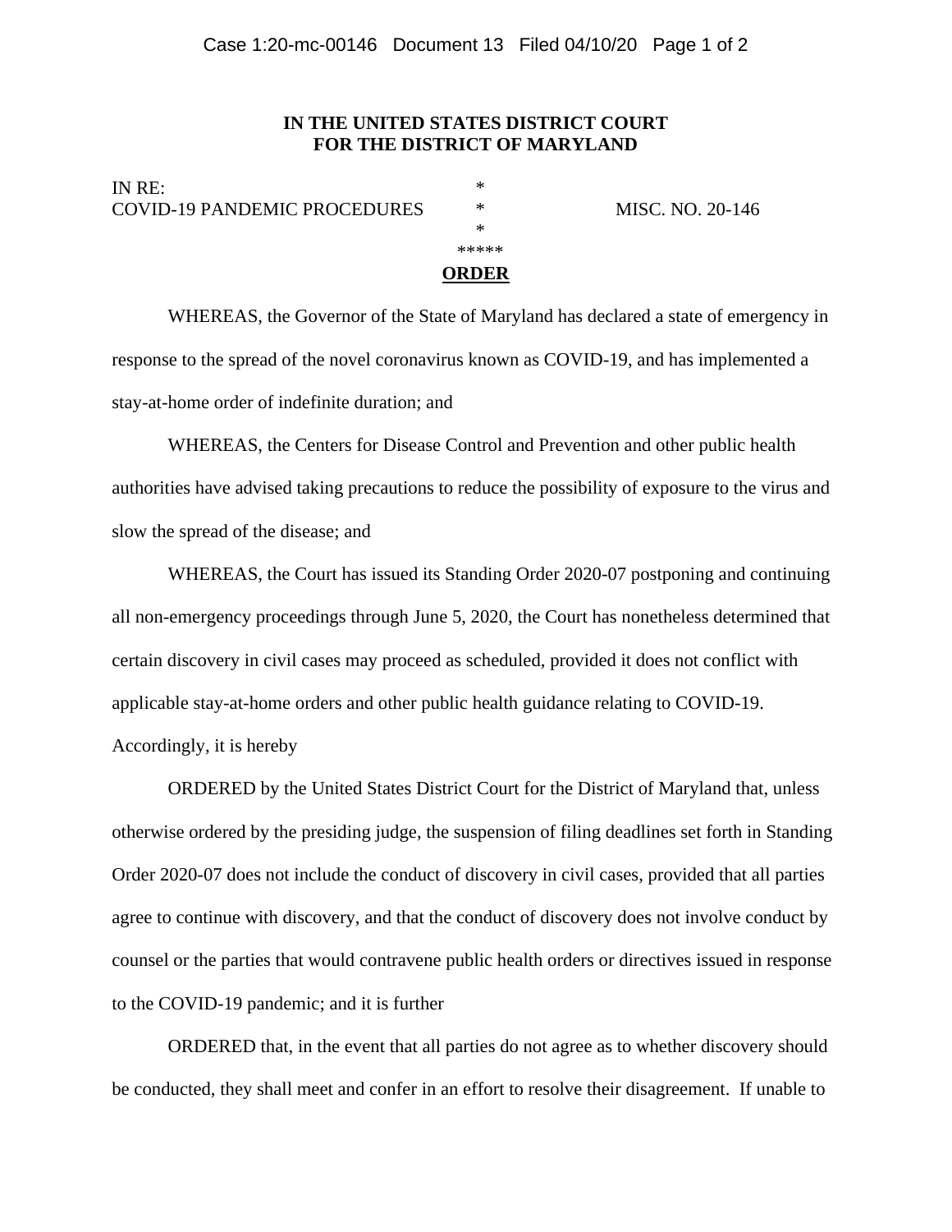**IN THE UNITED STATES DISTRICT COURT**
**FOR THE DISTRICT OF MARYLAND**

IN RE: *
COVID-19 PANDEMIC PROCEDURES * MISC. NO. 20-146
*

*****

**ORDER**

WHEREAS, the Governor of the State of Maryland has declared a state of emergency in response to the spread of the novel coronavirus known as COVID-19, and has implemented a stay-at-home order of indefinite duration; and

WHEREAS, the Centers for Disease Control and Prevention and other public health authorities have advised taking precautions to reduce the possibility of exposure to the virus and slow the spread of the disease; and

WHEREAS, the Court has issued its Standing Order 2020-07 postponing and continuing all non-emergency proceedings through June 5, 2020, the Court has nonetheless determined that certain discovery in civil cases may proceed as scheduled, provided it does not conflict with applicable stay-at-home orders and other public health guidance relating to COVID-19. Accordingly, it is hereby

ORDERED by the United States District Court for the District of Maryland that, unless otherwise ordered by the presiding judge, the suspension of filing deadlines set forth in Standing Order 2020-07 does not include the conduct of discovery in civil cases, provided that all parties agree to continue with discovery, and that the conduct of discovery does not involve conduct by counsel or the parties that would contravene public health orders or directives issued in response to the COVID-19 pandemic; and it is further

ORDERED that, in the event that all parties do not agree as to whether discovery should be conducted, they shall meet and confer in an effort to resolve their disagreement. If unable to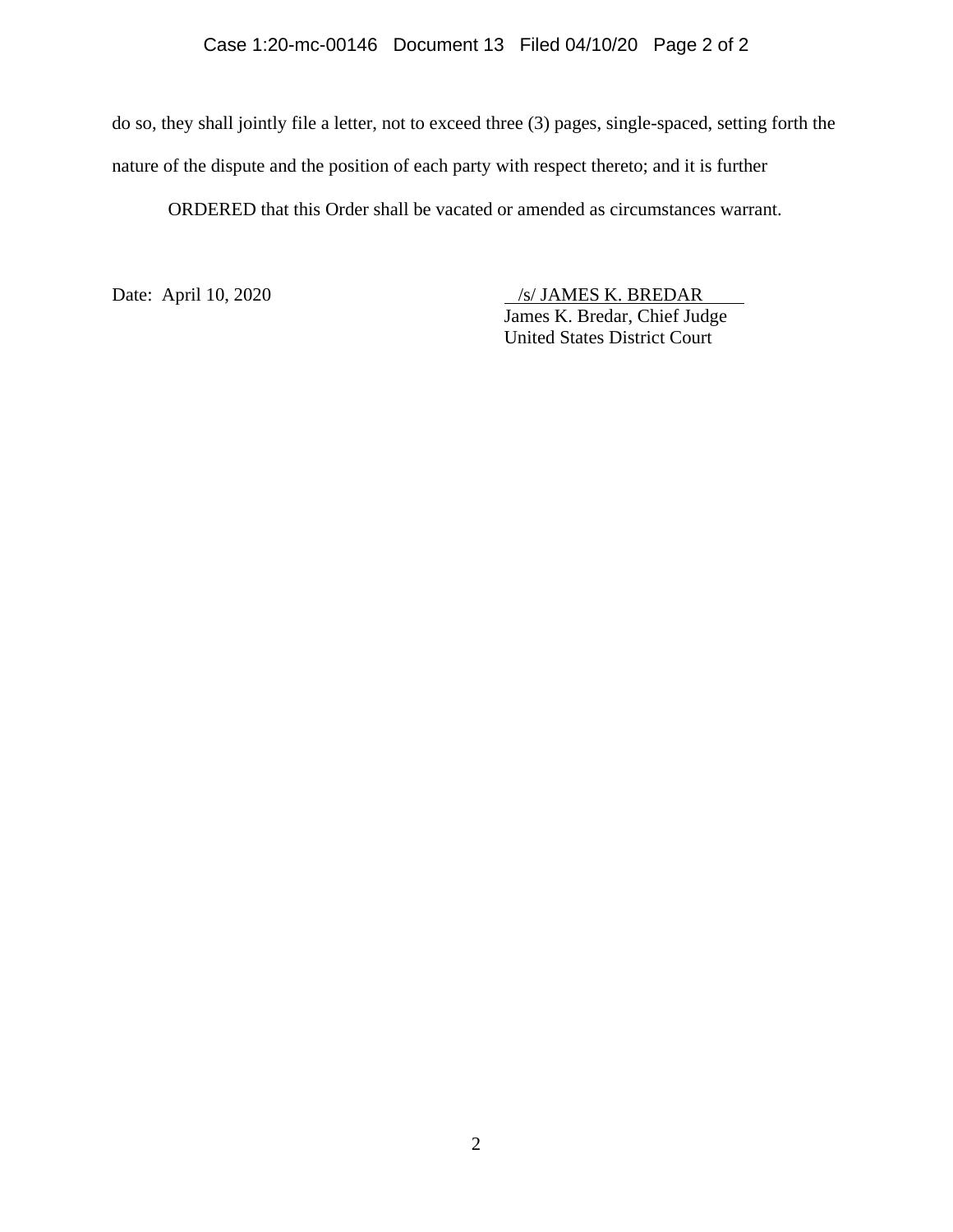do so, they shall jointly file a letter, not to exceed three (3) pages, single-spaced, setting forth the nature of the dispute and the position of each party with respect thereto; and it is further

ORDERED that this Order shall be vacated or amended as circumstances warrant.

Date: April 10, 2020

/s/ JAMES K. BREDAR
James K. Bredar, Chief Judge
United States District Court